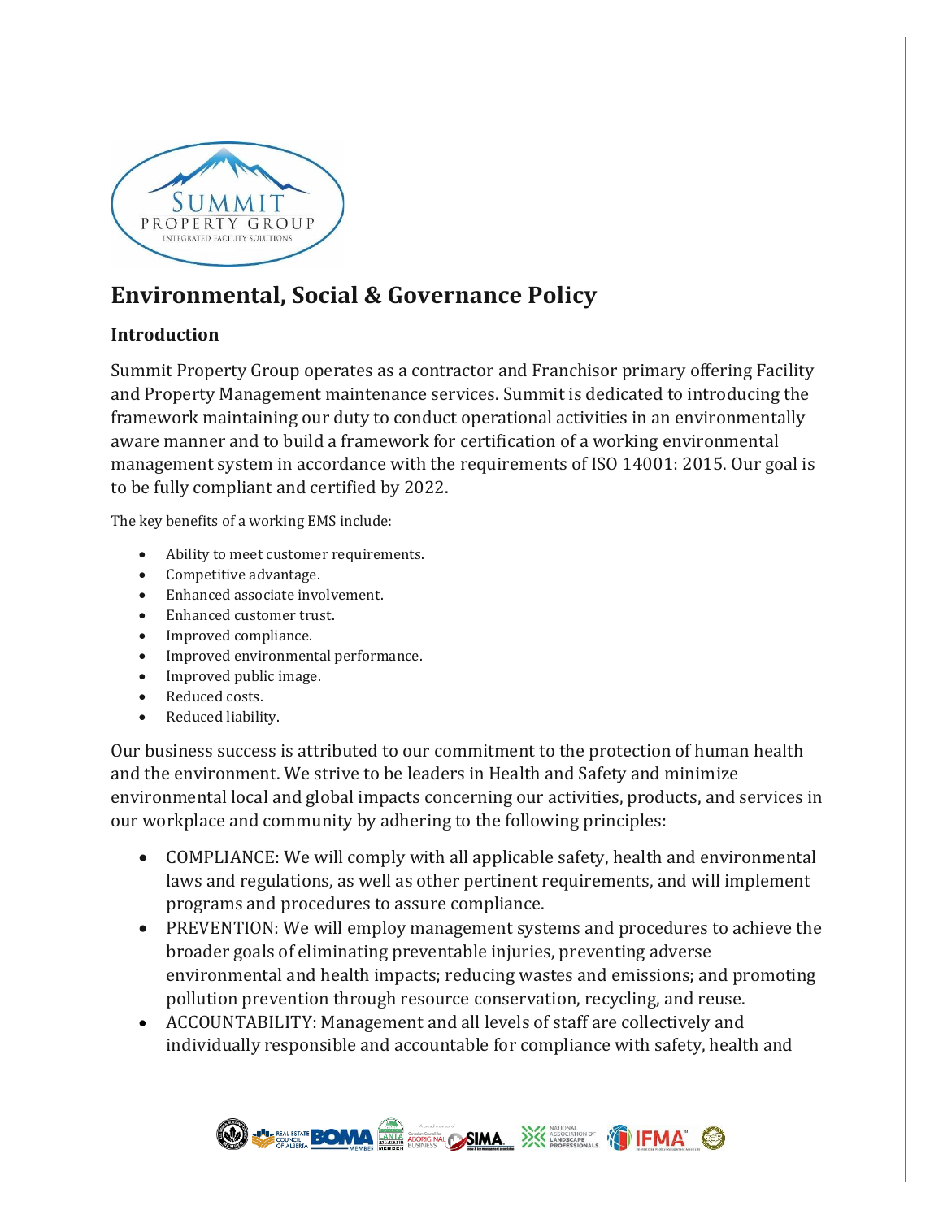# Environmental, Social & Governance Policy

## Introduction

Summit Property Group operates as a contractor and Franchisor primary offering Facility and Property Management maintenance services. Summit is dedicated to introducing the framework maintaining our duty to conduct operational activities in an environmentally aware manner and to build a framework for certification of a working environmental management system in accordance with the requirements of ISO 14001: 2015. Our goal is to be fully compliant and certified by 2022.

The key benefits of a working EMS include:

- Ability to meet customer requirements.
- Competitive advantage.
- Enhanced associate involvement.
- Enhanced customer trust.
- Improved compliance.
- Improved environmental performance.
- Improved public image.
- Reduced costs.
- Reduced liability.

Our business success is attributed to our commitment to the protection of human health and the environment. We strive to be leaders in Health and Safety and minimize environmental local and global impacts concerning our activities, products, and services in our workplace and community by adhering to the following principles:

- COMPLIANCE: We will comply with all applicable safety, health and environmental laws and regulations, as well as other pertinent requirements, and will implement programs and procedures to assure compliance.
- PREVENTION: We will employ management systems and procedures to achieve the broader goals of eliminating preventable injuries, preventing adverse environmental and health impacts; reducing wastes and emissions; and promoting pollution prevention through resource conservation, recycling, and reuse.
- ACCOUNTABILITY: Management and all levels of staff are collectively and individually responsible and accountable for compliance with safety, health and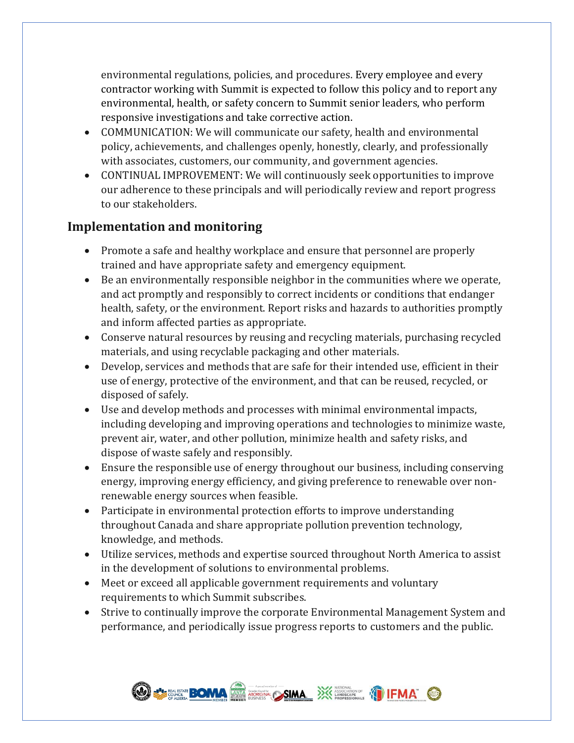environmental regulations, policies, and procedures. Every employee and every contractor working with Summit is expected to follow this policy and to report any environmental, health, or safety concern to Summit senior leaders, who perform responsive investigations and take corrective action.

- COMMUNICATION: We will communicate our safety, health and environmental policy, achievements, and challenges openly, honestly, clearly, and professionally with associates, customers, our community, and government agencies.
- CONTINUAL IMPROVEMENT: We will continuously seek opportunities to improve our adherence to these principals and will periodically review and report progress to our stakeholders.

## Implementation and monitoring

- Promote a safe and healthy workplace and ensure that personnel are properly trained and have appropriate safety and emergency equipment.
- Be an environmentally responsible neighbor in the communities where we operate, and act promptly and responsibly to correct incidents or conditions that endanger health, safety, or the environment. Report risks and hazards to authorities promptly and inform affected parties as appropriate.
- Conserve natural resources by reusing and recycling materials, purchasing recycled materials, and using recyclable packaging and other materials.
- Develop, services and methods that are safe for their intended use, efficient in their use of energy, protective of the environment, and that can be reused, recycled, or disposed of safely.
- Use and develop methods and processes with minimal environmental impacts, including developing and improving operations and technologies to minimize waste, prevent air, water, and other pollution, minimize health and safety risks, and dispose of waste safely and responsibly.
- Ensure the responsible use of energy throughout our business, including conserving energy, improving energy efficiency, and giving preference to renewable over non-renewable energy sources when feasible.
- Participate in environmental protection efforts to improve understanding throughout Canada and share appropriate pollution prevention technology, knowledge, and methods.
- Utilize services, methods and expertise sourced throughout North America to assist in the development of solutions to environmental problems.
- Meet or exceed all applicable government requirements and voluntary requirements to which Summit subscribes.
- Strive to continually improve the corporate Environmental Management System and performance, and periodically issue progress reports to customers and the public.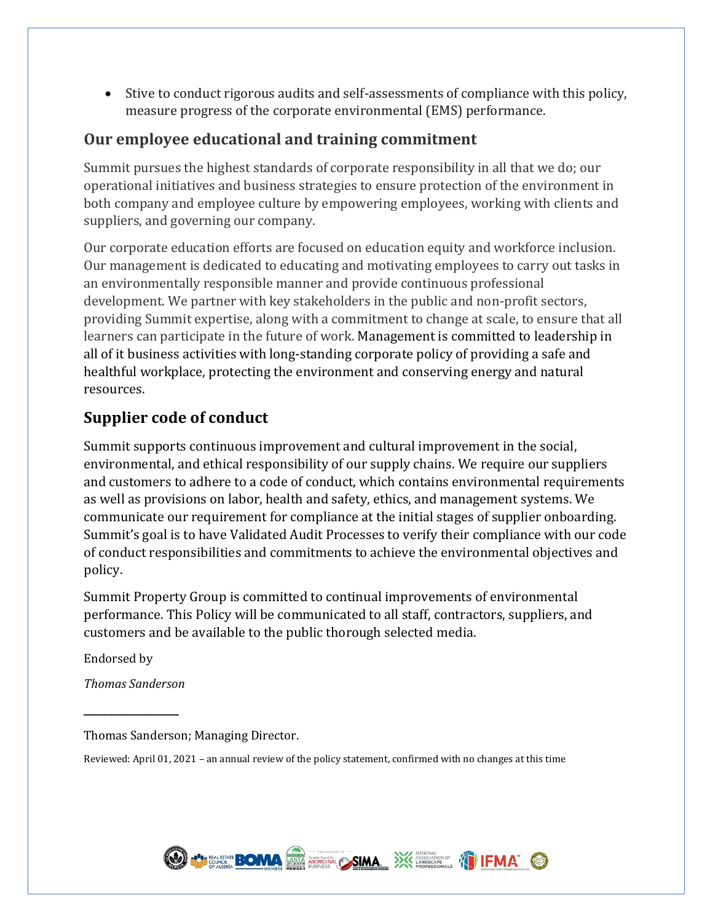- Stive to conduct rigorous audits and self-assessments of compliance with this policy, measure progress of the corporate environmental (EMS) performance.

## Our employee educational and training commitment

Summit pursues the highest standards of corporate responsibility in all that we do; our operational initiatives and business strategies to ensure protection of the environment in both company and employee culture by empowering employees, working with clients and suppliers, and governing our company.

Our corporate education efforts are focused on education equity and workforce inclusion. Our management is dedicated to educating and motivating employees to carry out tasks in an environmentally responsible manner and provide continuous professional development. We partner with key stakeholders in the public and non-profit sectors, providing Summit expertise, along with a commitment to change at scale, to ensure that all learners can participate in the future of work. Management is committed to leadership in all of it business activities with long-standing corporate policy of providing a safe and healthful workplace, protecting the environment and conserving energy and natural resources.

## Supplier code of conduct

Summit supports continuous improvement and cultural improvement in the social, environmental, and ethical responsibility of our supply chains. We require our suppliers and customers to adhere to a code of conduct, which contains environmental requirements as well as provisions on labor, health and safety, ethics, and management systems. We communicate our requirement for compliance at the initial stages of supplier onboarding. Summit's goal is to have Validated Audit Processes to verify their compliance with our code of conduct responsibilities and commitments to achieve the environmental objectives and policy.

Summit Property Group is committed to continual improvements of environmental performance. This Policy will be communicated to all staff, contractors, suppliers, and customers and be available to the public thorough selected media.

Endorsed by

*Thomas Sanderson*

Thomas Sanderson; Managing Director.

Reviewed: April 01, 2021 – an annual review of the policy statement, confirmed with no changes at this time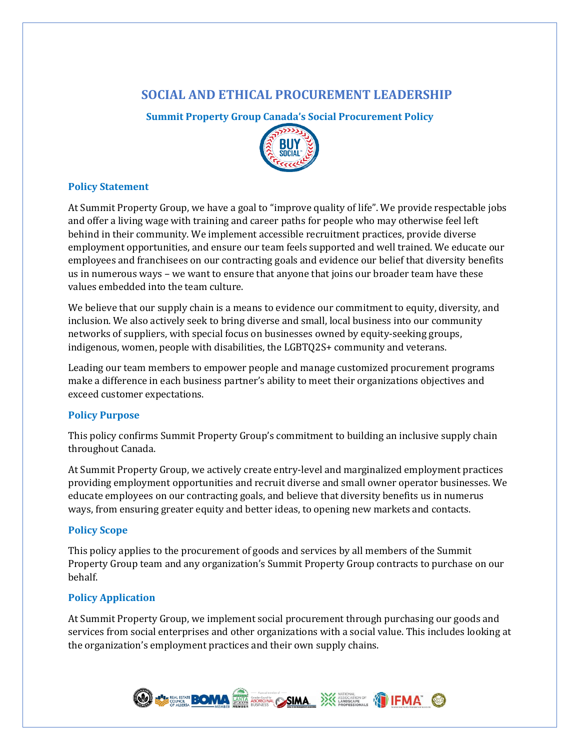# SOCIAL AND ETHICAL PROCUREMENT LEADERSHIP

## Summit Property Group Canada's Social Procurement Policy

### Policy Statement

At Summit Property Group, we have a goal to "improve quality of life". We provide respectable jobs and offer a living wage with training and career paths for people who may otherwise feel left behind in their community. We implement accessible recruitment practices, provide diverse employment opportunities, and ensure our team feels supported and well trained. We educate our employees and franchisees on our contracting goals and evidence our belief that diversity benefits us in numerous ways – we want to ensure that anyone that joins our broader team have these values embedded into the team culture.

We believe that our supply chain is a means to evidence our commitment to equity, diversity, and inclusion. We also actively seek to bring diverse and small, local business into our community networks of suppliers, with special focus on businesses owned by equity-seeking groups, indigenous, women, people with disabilities, the LGBTQ2S+ community and veterans.

Leading our team members to empower people and manage customized procurement programs make a difference in each business partner's ability to meet their organizations objectives and exceed customer expectations.

### Policy Purpose

This policy confirms Summit Property Group's commitment to building an inclusive supply chain throughout Canada.

At Summit Property Group, we actively create entry-level and marginalized employment practices providing employment opportunities and recruit diverse and small owner operator businesses. We educate employees on our contracting goals, and believe that diversity benefits us in numerus ways, from ensuring greater equity and better ideas, to opening new markets and contacts.

### Policy Scope

This policy applies to the procurement of goods and services by all members of the Summit Property Group team and any organization's Summit Property Group contracts to purchase on our behalf.

### Policy Application

At Summit Property Group, we implement social procurement through purchasing our goods and services from social enterprises and other organizations with a social value. This includes looking at the organization's employment practices and their own supply chains.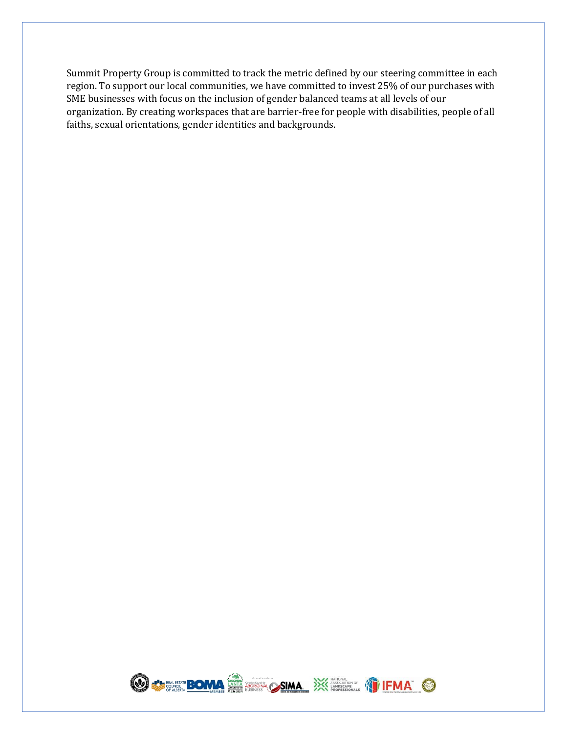Summit Property Group is committed to track the metric defined by our steering committee in each region. To support our local communities, we have committed to invest 25% of our purchases with SME businesses with focus on the inclusion of gender balanced teams at all levels of our organization. By creating workspaces that are barrier-free for people with disabilities, people of all faiths, sexual orientations, gender identities and backgrounds.